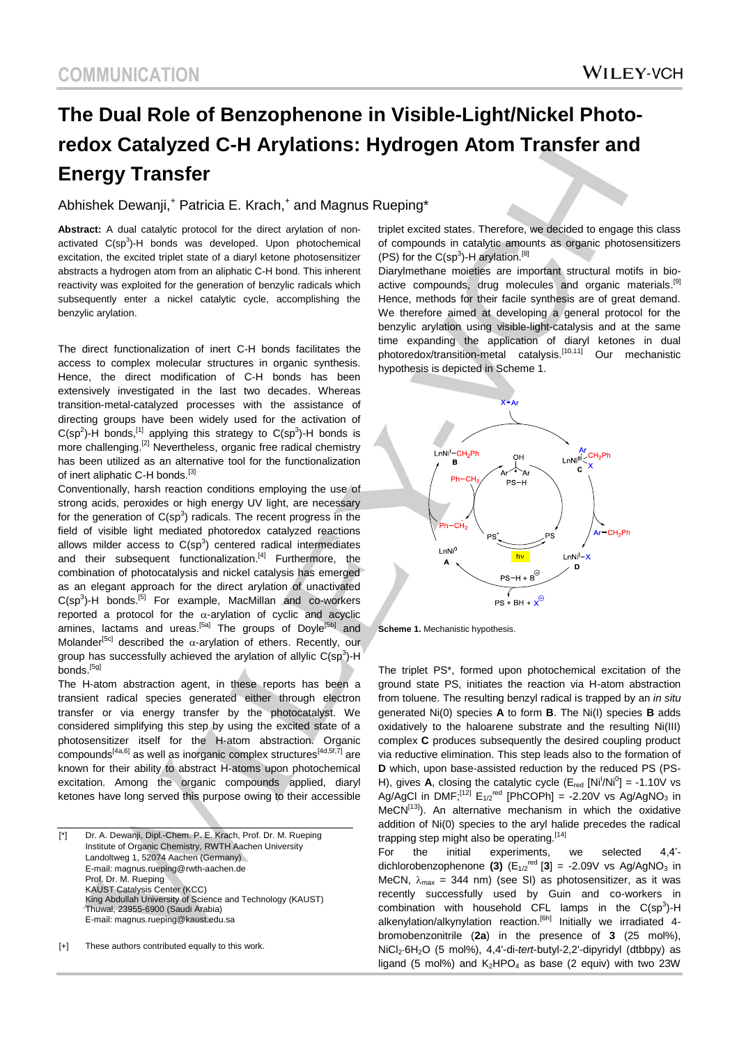# The Dual Role of Benzophenone in Visible-Light/Nickel Photoredox Catalyzed C-H Arylations: Hydrogen Atom Transfer and Energy Transfer

Abhishek Dewanji,[+] Patricia E. Krach,[+] and Magnus Rueping*

**Abstract:** A dual catalytic protocol for the direct arylation of non-activated $C(sp^3)$-H bonds was developed. Upon photochemical excitation, the excited triplet state of a diaryl ketone photosensitizer abstracts a hydrogen atom from an aliphatic C-H bond. This inherent reactivity was exploited for the generation of benzylic radicals which subsequently enter a nickel catalytic cycle, accomplishing the benzylic arylation.

The direct functionalization of inert C-H bonds facilitates the access to complex molecular structures in organic synthesis. Hence, the direct modification of C-H bonds has been extensively investigated in the last two decades. Whereas transition-metal-catalyzed processes with the assistance of directing groups have been widely used for the activation of $C(sp^2)$-H bonds,[1] applying this strategy to $C(sp^3)$-H bonds is more challenging.[2] Nevertheless, organic free radical chemistry has been utilized as an alternative tool for the functionalization of inert aliphatic C-H bonds.[3]

Conventionally, harsh reaction conditions employing the use of strong acids, peroxides or high energy UV light, are necessary for the generation of $C(sp^3)$ radicals. The recent progress in the field of visible light mediated photoredox catalyzed reactions allows milder access to $C(sp^3)$ centered radical intermediates and their subsequent functionalization.[4] Furthermore, the combination of photocatalysis and nickel catalysis has emerged as an elegant approach for the direct arylation of unactivated $C(sp^3)$-H bonds.[5] For example, MacMillan and co-workers reported a protocol for the $\alpha$-arylation of cyclic and acyclic amines, lactams and ureas.[5a] The groups of Doyle[5b] and Molander[5c] described the $\alpha$-arylation of ethers. Recently, our group has successfully achieved the arylation of allylic $C(sp^3)$-H bonds.[5g]

The H-atom abstraction agent, in these reports has been a transient radical species generated either through electron transfer or via energy transfer by the photocatalyst. We considered simplifying this step by using the excited state of a photosensitizer itself for the H-atom abstraction. Organic compounds[4a,6] as well as inorganic complex structures[4d,5f,7] are known for their ability to abstract H-atoms upon photochemical excitation. Among the organic compounds applied, diaryl ketones have long served this purpose owing to their accessible triplet excited states. Therefore, we decided to engage this class of compounds in catalytic amounts as organic photosensitizers (PS) for the $C(sp^3)$-H arylation.[8]

Diarylmethane moieties are important structural motifs in bioactive compounds, drug molecules and organic materials.[9] Hence, methods for their facile synthesis are of great demand. We therefore aimed at developing a general protocol for the benzylic arylation using visible-light-catalysis and at the same time expanding the application of diaryl ketones in dual photoredox/transition-metal catalysis.[10,11] Our mechanistic hypothesis is depicted in Scheme 1.

**Scheme 1.** Mechanistic hypothesis.

The triplet PS*, formed upon photochemical excitation of the ground state PS, initiates the reaction via H-atom abstraction from toluene. The resulting benzyl radical is trapped by an *in situ* generated Ni(0) species **A** to form **B**. The Ni(I) species **B** adds oxidatively to the haloarene substrate and the resulting Ni(III) complex **C** produces subsequently the desired coupling product via reductive elimination. This step leads also to the formation of **D** which, upon base-assisted reduction by the reduced PS (PS-H), gives **A**, closing the catalytic cycle ($E_{red}$ [$Ni^I/Ni^0$] = -1.10V vs Ag/AgCl in DMF;[12] $E_{1/2}^{red}$ [PhCOPh] = -2.20V vs $Ag/AgNO_3$ in MeCN[13]). An alternative mechanism in which the oxidative addition of Ni(0) species to the aryl halide precedes the radical trapping step might also be operating.[14]

For the initial experiments, we selected 4,4'-dichlorobenzophenone **(3)** ($E_{1/2}^{red}$ [**3**] = -2.09V vs $Ag/AgNO_3$ in MeCN, $\lambda_{max}$ = 344 nm) (see SI) as photosensitizer, as it was recently successfully used by Guin and co-workers in combination with household CFL lamps in the $C(sp^3)$-H alkenylation/alkynylation reaction.[6h] Initially we irradiated 4-bromobenzonitrile (**2a**) in the presence of **3** (25 mol%), $NiCl_2 \cdot 6H_2O$ (5 mol%), 4,4'-di-*tert*-butyl-2,2'-dipyridyl (dtbbpy) as ligand (5 mol%) and $K_2HPO_4$ as base (2 equiv) with two 23W

[*] Dr. A. Dewanji, Dipl.-Chem. P. E. Krach, Prof. Dr. M. Rueping
Institute of Organic Chemistry, RWTH Aachen University
Landoltweg 1, 52074 Aachen (Germany)
E-mail: magnus.rueping@rwth-aachen.de
Prof. Dr. M. Rueping
KAUST Catalysis Center (KCC)
King Abdullah University of Science and Technology (KAUST)
Thuwal, 23955-6900 (Saudi Arabia)
E-mail: magnus.rueping@kaust.edu.sa

[+] These authors contributed equally to this work.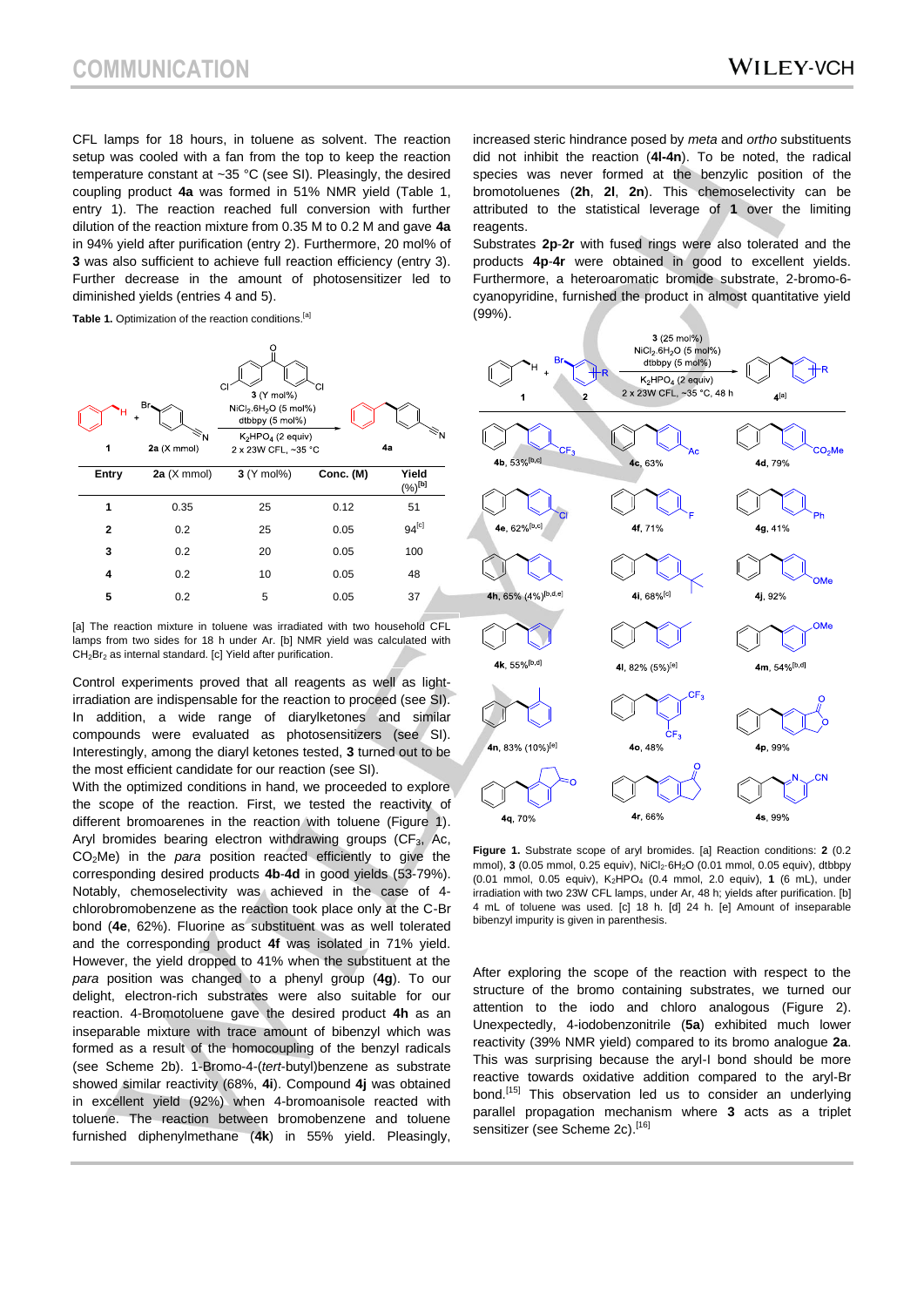CFL lamps for 18 hours, in toluene as solvent. The reaction setup was cooled with a fan from the top to keep the reaction temperature constant at ~35 °C (see SI). Pleasingly, the desired coupling product **4a** was formed in 51% NMR yield (Table 1, entry 1). The reaction reached full conversion with further dilution of the reaction mixture from 0.35 M to 0.2 M and gave **4a** in 94% yield after purification (entry 2). Furthermore, 20 mol% of **3** was also sufficient to achieve full reaction efficiency (entry 3). Further decrease in the amount of photosensitizer led to diminished yields (entries 4 and 5).

**Table 1.** Optimization of the reaction conditions.[a]

Reaction: **1** + **2a** (X mmol) → **4a**; conditions: **3** (Y mol%), $NiCl_2.6H_2O$ (5 mol%), dtbbpy (5 mol%), $K_2HPO_4$ (2 equiv), 2 x 23W CFL, ~35 °C

| Entry | **2a** (X mmol) | **3** (Y mol%) | Conc. (M) | Yield (%)[b] |
|---|---|---|---|---|
| 1 | 0.35 | 25 | 0.12 | 51 |
| 2 | 0.2 | 25 | 0.05 | 94[c] |
| 3 | 0.2 | 20 | 0.05 | 100 |
| 4 | 0.2 | 10 | 0.05 | 48 |
| 5 | 0.2 | 5 | 0.05 | 37 |

[a] The reaction mixture in toluene was irradiated with two household CFL lamps from two sides for 18 h under Ar. [b] NMR yield was calculated with $CH_2Br_2$ as internal standard. [c] Yield after purification.

Control experiments proved that all reagents as well as light-irradiation are indispensable for the reaction to proceed (see SI). In addition, a wide range of diarylketones and similar compounds were evaluated as photosensitizers (see SI). Interestingly, among the diaryl ketones tested, **3** turned out to be the most efficient candidate for our reaction (see SI).

With the optimized conditions in hand, we proceeded to explore the scope of the reaction. First, we tested the reactivity of different bromoarenes in the reaction with toluene (Figure 1). Aryl bromides bearing electron withdrawing groups ($CF_3$, Ac, $CO_2Me$) in the *para* position reacted efficiently to give the corresponding desired products **4b**-**4d** in good yields (53-79%). Notably, chemoselectivity was achieved in the case of 4-chlorobromobenzene as the reaction took place only at the C-Br bond (**4e**, 62%). Fluorine as substituent was as well tolerated and the corresponding product **4f** was isolated in 71% yield. However, the yield dropped to 41% when the substituent at the *para* position was changed to a phenyl group (**4g**). To our delight, electron-rich substrates were also suitable for our reaction. 4-Bromotoluene gave the desired product **4h** as an inseparable mixture with trace amount of bibenzyl which was formed as a result of the homocoupling of the benzyl radicals (see Scheme 2b). 1-Bromo-4-(*tert*-butyl)benzene as substrate showed similar reactivity (68%, **4i**). Compound **4j** was obtained in excellent yield (92%) when 4-bromoanisole reacted with toluene. The reaction between bromobenzene and toluene furnished diphenylmethane (**4k**) in 55% yield. Pleasingly, increased steric hindrance posed by *meta* and *ortho* substituents did not inhibit the reaction (**4l**-**4n**). To be noted, the radical species was never formed at the benzylic position of the bromotoluenes (**2h**, **2l**, **2n**). This chemoselectivity can be attributed to the statistical leverage of **1** over the limiting reagents.

Substrates **2p**-**2r** with fused rings were also tolerated and the products **4p**-**4r** were obtained in good to excellent yields. Furthermore, a heteroaromatic bromide substrate, 2-bromo-6-cyanopyridine, furnished the product in almost quantitative yield (99%).

Reaction: **1** + **2** → **4**[a]; conditions: **3** (25 mol%), $NiCl_2.6H_2O$ (5 mol%), dtbbpy (5 mol%), $K_2HPO_4$ (2 equiv), 2 x 23W CFL, ~35 °C, 48 h

**4b**, 53%[b,c]; **4c**, 63%; **4d**, 79%; **4e**, 62%[b,c]; **4f**, 71%; **4g**, 41%; **4h**, 65% (4%)[b,d,e]; **4i**, 68%[c]; **4j**, 92%; **4k**, 55%[b,d]; **4l**, 82% (5%)[e]; **4m**, 54%[b,d]; **4n**, 83% (10%)[e]; **4o**, 48%; **4p**, 99%; **4q**, 70%; **4r**, 66%; **4s**, 99%

**Figure 1.** Substrate scope of aryl bromides. [a] Reaction conditions: **2** (0.2 mmol), **3** (0.05 mmol, 0.25 equiv), $NiCl_2\cdot6H_2O$ (0.01 mmol, 0.05 equiv), dtbbpy (0.01 mmol, 0.05 equiv), $K_2HPO_4$ (0.4 mmol, 2.0 equiv), **1** (6 mL), under irradiation with two 23W CFL lamps, under Ar, 48 h; yields after purification. [b] 4 mL of toluene was used. [c] 18 h. [d] 24 h. [e] Amount of inseparable bibenzyl impurity is given in parenthesis.

After exploring the scope of the reaction with respect to the structure of the bromo containing substrates, we turned our attention to the iodo and chloro analogous (Figure 2). Unexpectedly, 4-iodobenzonitrile (**5a**) exhibited much lower reactivity (39% NMR yield) compared to its bromo analogue **2a**. This was surprising because the aryl-I bond should be more reactive towards oxidative addition compared to the aryl-Br bond.[15] This observation led us to consider an underlying parallel propagation mechanism where **3** acts as a triplet sensitizer (see Scheme 2c).[16]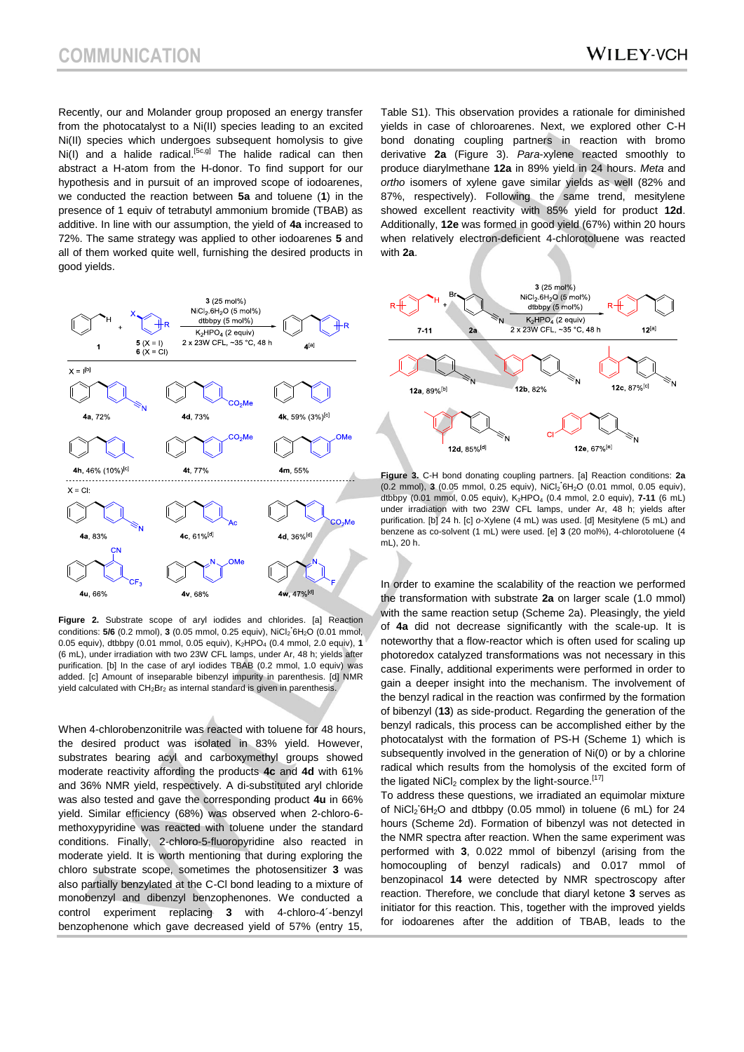Recently, our and Molander group proposed an energy transfer from the photocatalyst to a Ni(II) species leading to an excited Ni(II) species which undergoes subsequent homolysis to give Ni(I) and a halide radical.[5c,g] The halide radical can then abstract a H-atom from the H-donor. To find support for our hypothesis and in pursuit of an improved scope of iodoarenes, we conducted the reaction between **5a** and toluene (**1**) in the presence of 1 equiv of tetrabutyl ammonium bromide (TBAB) as additive. In line with our assumption, the yield of **4a** increased to 72%. The same strategy was applied to other iodoarenes **5** and all of them worked quite well, furnishing the desired products in good yields.

**Figure 2.** Substrate scope of aryl iodides and chlorides. [a] Reaction conditions: **5/6** (0.2 mmol), **3** (0.05 mmol, 0.25 equiv), $NiCl_2·6H_2O$ (0.01 mmol, 0.05 equiv), dtbbpy (0.01 mmol, 0.05 equiv), $K_2HPO_4$ (0.4 mmol, 2.0 equiv), **1** (6 mL), under irradiation with two 23W CFL lamps, under Ar, 48 h; yields after purification. [b] In the case of aryl iodides TBAB (0.2 mmol, 1.0 equiv) was added. [c] Amount of inseparable bibenzyl impurity in parenthesis. [d] NMR yield calculated with $CH_2Br_2$ as internal standard is given in parenthesis.

When 4-chlorobenzonitrile was reacted with toluene for 48 hours, the desired product was isolated in 83% yield. However, substrates bearing acyl and carboxymethyl groups showed moderate reactivity affording the products **4c** and **4d** with 61% and 36% NMR yield, respectively. A di-substituted aryl chloride was also tested and gave the corresponding product **4u** in 66% yield. Similar efficiency (68%) was observed when 2-chloro-6-methoxypyridine was reacted with toluene under the standard conditions. Finally, 2-chloro-5-fluoropyridine also reacted in moderate yield. It is worth mentioning that during exploring the chloro substrate scope, sometimes the photosensitizer **3** was also partially benzylated at the C-Cl bond leading to a mixture of monobenzyl and dibenzyl benzophenones. We conducted a control experiment replacing **3** with 4-chloro-4´-benzyl benzophenone which gave decreased yield of 57% (entry 15, Table S1). This observation provides a rationale for diminished yields in case of chloroarenes. Next, we explored other C-H bond donating coupling partners in reaction with bromo derivative **2a** (Figure 3). *Para*-xylene reacted smoothly to produce diarylmethane **12a** in 89% yield in 24 hours. *Meta* and *ortho* isomers of xylene gave similar yields as well (82% and 87%, respectively). Following the same trend, mesitylene showed excellent reactivity with 85% yield for product **12d**. Additionally, **12e** was formed in good yield (67%) within 20 hours when relatively electron-deficient 4-chlorotoluene was reacted with **2a**.

**Figure 3.** C-H bond donating coupling partners. [a] Reaction conditions: **2a** (0.2 mmol), **3** (0.05 mmol, 0.25 equiv), $NiCl_2·6H_2O$ (0.01 mmol, 0.05 equiv), dtbbpy (0.01 mmol, 0.05 equiv), $K_2HPO_4$ (0.4 mmol, 2.0 equiv), **7-11** (6 mL) under irradiation with two 23W CFL lamps, under Ar, 48 h; yields after purification. [b] 24 h. [c] *o*-Xylene (4 mL) was used. [d] Mesitylene (5 mL) and benzene as co-solvent (1 mL) were used. [e] **3** (20 mol%), 4-chlorotoluene (4 mL), 20 h.

In order to examine the scalability of the reaction we performed the transformation with substrate **2a** on larger scale (1.0 mmol) with the same reaction setup (Scheme 2a). Pleasingly, the yield of **4a** did not decrease significantly with the scale-up. It is noteworthy that a flow-reactor which is often used for scaling up photoredox catalyzed transformations was not necessary in this case. Finally, additional experiments were performed in order to gain a deeper insight into the mechanism. The involvement of the benzyl radical in the reaction was confirmed by the formation of bibenzyl (**13**) as side-product. Regarding the generation of the benzyl radicals, this process can be accomplished either by the photocatalyst with the formation of PS-H (Scheme 1) which is subsequently involved in the generation of Ni(0) or by a chlorine radical which results from the homolysis of the excited form of the ligated $NiCl_2$ complex by the light-source.[17]

To address these questions, we irradiated an equimolar mixture of $NiCl_2·6H_2O$ and dtbbpy (0.05 mmol) in toluene (6 mL) for 24 hours (Scheme 2d). Formation of bibenzyl was not detected in the NMR spectra after reaction. When the same experiment was performed with **3**, 0.022 mmol of bibenzyl (arising from the homocoupling of benzyl radicals) and 0.017 mmol of benzopinacol **14** were detected by NMR spectroscopy after reaction. Therefore, we conclude that diaryl ketone **3** serves as initiator for this reaction. This, together with the improved yields for iodoarenes after the addition of TBAB, leads to the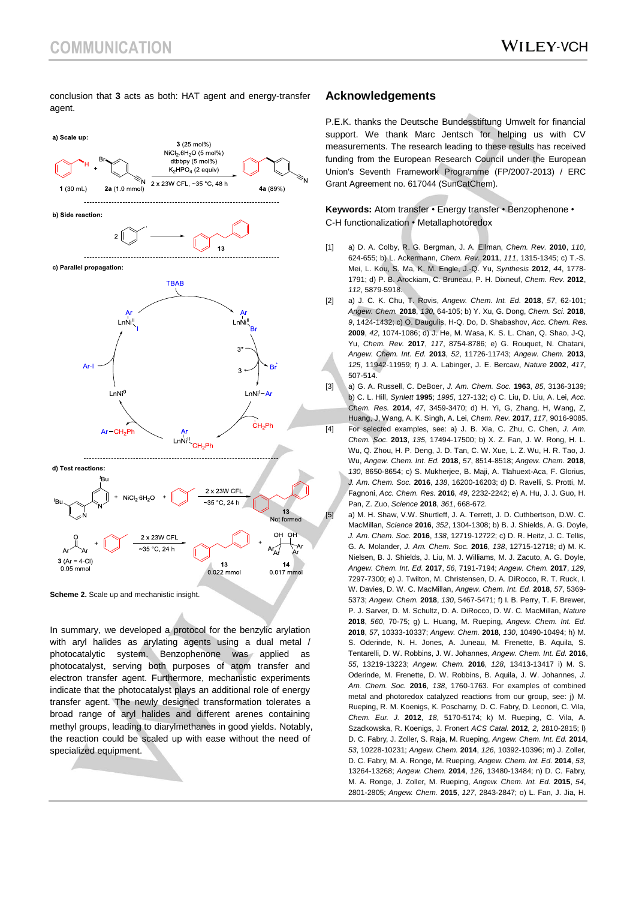conclusion that **3** acts as both: HAT agent and energy-transfer agent.

**Scheme 2.** Scale up and mechanistic insight.

In summary, we developed a protocol for the benzylic arylation with aryl halides as arylating agents using a dual metal / photocatalytic system. Benzophenone was applied as photocatalyst, serving both purposes of atom transfer and electron transfer agent. Furthermore, mechanistic experiments indicate that the photocatalyst plays an additional role of energy transfer agent. The newly designed transformation tolerates a broad range of aryl halides and different arenes containing methyl groups, leading to diarylmethanes in good yields. Notably, the reaction could be scaled up with ease without the need of specialized equipment.

## Acknowledgements

P.E.K. thanks the Deutsche Bundesstiftung Umwelt for financial support. We thank Marc Jentsch for helping us with CV measurements. The research leading to these results has received funding from the European Research Council under the European Union's Seventh Framework Programme (FP/2007-2013) / ERC Grant Agreement no. 617044 (SunCatChem).

**Keywords:** Atom transfer • Energy transfer • Benzophenone • C-H functionalization • Metallaphotoredox

[1] a) D. A. Colby, R. G. Bergman, J. A. Ellman, *Chem. Rev.* **2010**, *110*, 624-655; b) L. Ackermann, *Chem. Rev.* **2011**, *111*, 1315-1345; c) T.-S. Mei, L. Kou, S. Ma, K. M. Engle, J.-Q. Yu, *Synthesis* **2012**, *44*, 1778-1791; d) P. B. Arockiam, C. Bruneau, P. H. Dixneuf, *Chem. Rev.* **2012**, *112*, 5879-5918.

[2] a) J. C. K. Chu, T. Rovis, *Angew. Chem. Int. Ed.* **2018**, *57*, 62-101; *Angew. Chem.* **2018**, *130*, 64-105; b) Y. Xu, G. Dong, *Chem. Sci.* **2018**, *9*, 1424-1432; c) O. Daugulis, H-Q. Do, D. Shabashov, *Acc. Chem. Res.* **2009**, *42*, 1074-1086; d) J. He, M. Wasa, K. S. L. Chan, Q. Shao, J-Q, Yu, *Chem. Rev.* **2017**, *117*, 8754-8786; e) G. Rouquet, N. Chatani, *Angew. Chem. Int. Ed.* **2013**, *52*, 11726-11743; *Angew. Chem.* **2013**, *125*, 11942-11959; f) J. A. Labinger, J. E. Bercaw, *Nature* **2002**, *417*, 507-514.

[3] a) G. A. Russell, C. DeBoer, *J. Am. Chem. Soc.* **1963**, *85*, 3136-3139; b) C. L. Hill, *Synlett* **1995**; *1995*, 127-132; c) C. Liu, D. Liu, A. Lei, *Acc. Chem. Res.* **2014**, *47*, 3459-3470; d) H. Yi, G, Zhang, H, Wang, Z, Huang, J, Wang, A. K. Singh, A. Lei, *Chem. Rev.* **2017**, *117*, 9016-9085.

[4] For selected examples, see: a) J. B. Xia, C. Zhu, C. Chen, *J. Am. Chem. Soc.* **2013**, *135*, 17494-17500; b) X. Z. Fan, J. W. Rong, H. L. Wu, Q. Zhou, H. P. Deng, J. D. Tan, C. W. Xue, L. Z. Wu, H. R. Tao, J. Wu, *Angew. Chem. Int. Ed.* **2018**, *57*, 8514-8518; *Angew. Chem.* **2018**, *130*, 8650-8654; c) S. Mukherjee, B. Maji, A. Tlahuext-Aca, F. Glorius, *J. Am. Chem. Soc.* **2016**, *138*, 16200-16203; d) D. Ravelli, S. Protti, M. Fagnoni, *Acc. Chem. Res.* **2016**, *49*, 2232-2242; e) A. Hu, J. J. Guo, H. Pan, Z. Zuo, *Science* **2018**, *361*, 668-672.

[5] a) M. H. Shaw, V.W. Shurtleff, J. A. Terrett, J. D. Cuthbertson, D.W. C. MacMillan, *Science* **2016**, *352*, 1304-1308; b) B. J. Shields, A. G. Doyle, *J. Am. Chem. Soc.* **2016**, *138*, 12719-12722; c) D. R. Heitz, J. C. Tellis, G. A. Molander, *J. Am. Chem. Soc.* **2016**, *138*, 12715-12718; d) M. K. Nielsen, B. J. Shields, J. Liu, M. J. Williams, M. J. Zacuto, A. G. Doyle, *Angew. Chem. Int. Ed.* **2017**, *56*, 7191-7194; *Angew. Chem.* **2017**, *129*, 7297-7300; e) J. Twilton, M. Christensen, D. A. DiRocco, R. T. Ruck, I. W. Davies, D. W. C. MacMillan, *Angew. Chem. Int. Ed.* **2018**, *57*, 5369-5373; *Angew. Chem.* **2018**, *130*, 5467-5471; f) I. B. Perry, T. F. Brewer, P. J. Sarver, D. M. Schultz, D. A. DiRocco, D. W. C. MacMillan, *Nature* **2018**, *560*, 70-75; g) L. Huang, M. Rueping, *Angew. Chem. Int. Ed.* **2018**, *57*, 10333-10337; *Angew. Chem.* **2018**, *130*, 10490-10494; h) M. S. Oderinde, N. H. Jones, A. Juneau, M. Frenette, B. Aquila, S. Tentarelli, D. W. Robbins, J. W. Johannes, *Angew. Chem. Int. Ed.* **2016**, *55*, 13219-13223; *Angew. Chem.* **2016**, *128*, 13413-13417 i) M. S. Oderinde, M. Frenette, D. W. Robbins, B. Aquila, J. W. Johannes, *J. Am. Chem. Soc.* **2016**, *138*, 1760-1763. For examples of combined metal and photoredox catalyzed reactions from our group, see: j) M. Rueping, R. M. Koenigs, K. Poscharny, D. C. Fabry, D. Leonori, C. Vila, *Chem. Eur. J.* **2012**, *18*, 5170-5174; k) M. Rueping, C. Vila, A. Szadkowska, R. Koenigs, J. Fronert *ACS Catal.* **2012**, *2*, 2810-2815; l) D. C. Fabry, J. Zoller, S. Raja, M. Rueping, *Angew. Chem. Int. Ed.* **2014**, *53*, 10228-10231; *Angew. Chem.* **2014**, *126*, 10392-10396; m) J. Zoller, D. C. Fabry, M. A. Ronge, M. Rueping, *Angew. Chem. Int. Ed.* **2014**, *53*, 13264-13268; *Angew. Chem.* **2014**, *126*, 13480-13484; n) D. C. Fabry, M. A. Ronge, J. Zoller, M. Rueping, *Angew. Chem. Int. Ed.* **2015**, *54*, 2801-2805; *Angew. Chem.* **2015**, *127*, 2843-2847; o) L. Fan, J. Jia, H.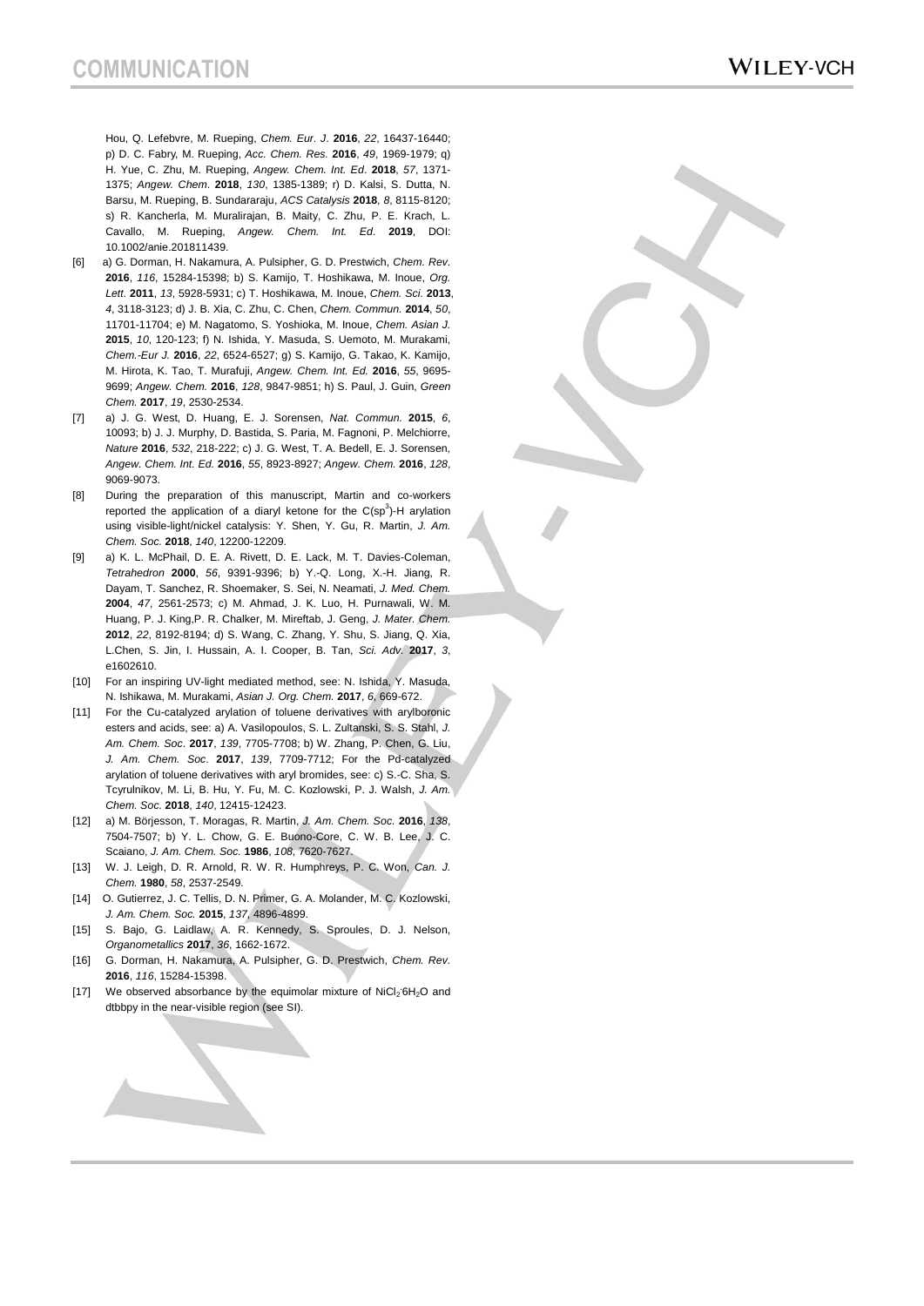Hou, Q. Lefebvre, M. Rueping, *Chem. Eur. J.* **2016**, *22*, 16437-16440; p) D. C. Fabry, M. Rueping, *Acc. Chem. Res.* **2016**, *49*, 1969-1979; q) H. Yue, C. Zhu, M. Rueping, *Angew. Chem. Int. Ed.* **2018**, *57*, 1371-1375; *Angew. Chem.* **2018**, *130*, 1385-1389; r) D. Kalsi, S. Dutta, N. Barsu, M. Rueping, B. Sundararaju, *ACS Catalysis* **2018**, *8*, 8115-8120; s) R. Kancherla, M. Muralirajan, B. Maity, C. Zhu, P. E. Krach, L. Cavallo, M. Rueping, *Angew. Chem. Int. Ed.* **2019**, DOI: 10.1002/anie.201811439.

[6] a) G. Dorman, H. Nakamura, A. Pulsipher, G. D. Prestwich, *Chem. Rev.* **2016**, *116*, 15284-15398; b) S. Kamijo, T. Hoshikawa, M. Inoue, *Org. Lett.* **2011**, *13*, 5928-5931; c) T. Hoshikawa, M. Inoue, *Chem. Sci.* **2013**, *4*, 3118-3123; d) J. B. Xia, C. Zhu, C. Chen, *Chem. Commun.* **2014**, *50*, 11701-11704; e) M. Nagatomo, S. Yoshioka, M. Inoue, *Chem. Asian J.* **2015**, *10*, 120-123; f) N. Ishida, Y. Masuda, S. Uemoto, M. Murakami, *Chem.-Eur J.* **2016**, *22*, 6524-6527; g) S. Kamijo, G. Takao, K. Kamijo, M. Hirota, K. Tao, T. Murafuji, *Angew. Chem. Int. Ed.* **2016**, *55*, 9695-9699; *Angew. Chem.* **2016**, *128*, 9847-9851; h) S. Paul, J. Guin, *Green Chem.* **2017**, *19*, 2530-2534.

[7] a) J. G. West, D. Huang, E. J. Sorensen, *Nat. Commun.* **2015**, *6*, 10093; b) J. J. Murphy, D. Bastida, S. Paria, M. Fagnoni, P. Melchiorre, *Nature* **2016**, *532*, 218-222; c) J. G. West, T. A. Bedell, E. J. Sorensen, *Angew. Chem. Int. Ed.* **2016**, *55*, 8923-8927; *Angew. Chem.* **2016**, *128*, 9069-9073.

[8] During the preparation of this manuscript, Martin and co-workers reported the application of a diaryl ketone for the C($sp^3$)-H arylation using visible-light/nickel catalysis: Y. Shen, Y. Gu, R. Martin, *J. Am. Chem. Soc.* **2018**, *140*, 12200-12209.

[9] a) K. L. McPhail, D. E. A. Rivett, D. E. Lack, M. T. Davies-Coleman, *Tetrahedron* **2000**, *56*, 9391-9396; b) Y.-Q. Long, X.-H. Jiang, R. Dayam, T. Sanchez, R. Shoemaker, S. Sei, N. Neamati, *J. Med. Chem.* **2004**, *47*, 2561-2573; c) M. Ahmad, J. K. Luo, H. Purnawali, W. M. Huang, P. J. King,P. R. Chalker, M. Mireftab, J. Geng, *J. Mater. Chem.* **2012**, *22*, 8192-8194; d) S. Wang, C. Zhang, Y. Shu, S. Jiang, Q. Xia, L.Chen, S. Jin, I. Hussain, A. I. Cooper, B. Tan, *Sci. Adv.* **2017**, *3*, e1602610.

[10] For an inspiring UV-light mediated method, see: N. Ishida, Y. Masuda, N. Ishikawa, M. Murakami, *Asian J. Org. Chem.* **2017**, *6*, 669-672.

[11] For the Cu-catalyzed arylation of toluene derivatives with arylboronic esters and acids, see: a) A. Vasilopoulos, S. L. Zultanski, S. S. Stahl, *J. Am. Chem. Soc.* **2017**, *139*, 7705-7708; b) W. Zhang, P. Chen, G. Liu, *J. Am. Chem. Soc.* **2017**, *139*, 7709-7712; For the Pd-catalyzed arylation of toluene derivatives with aryl bromides, see: c) S.-C. Sha, S. Tcyrulnikov, M. Li, B. Hu, Y. Fu, M. C. Kozlowski, P. J. Walsh, *J. Am. Chem. Soc.* **2018**, *140*, 12415-12423.

[12] a) M. Börjesson, T. Moragas, R. Martin, *J. Am. Chem. Soc.* **2016**, *138*, 7504-7507; b) Y. L. Chow, G. E. Buono-Core, C. W. B. Lee, J. C. Scaiano, *J. Am. Chem. Soc.* **1986**, *108*, 7620-7627.

[13] W. J. Leigh, D. R. Arnold, R. W. R. Humphreys, P. C. Won, *Can. J. Chem.* **1980**, *58*, 2537-2549.

[14] O. Gutierrez, J. C. Tellis, D. N. Primer, G. A. Molander, M. C. Kozlowski, *J. Am. Chem. Soc.* **2015**, *137*, 4896-4899.

[15] S. Bajo, G. Laidlaw, A. R. Kennedy, S. Sproules, D. J. Nelson, *Organometallics* **2017**, *36*, 1662-1672.

[16] G. Dorman, H. Nakamura, A. Pulsipher, G. D. Prestwich, *Chem. Rev.* **2016**, *116*, 15284-15398.

[17] We observed absorbance by the equimolar mixture of $NiCl_2 \cdot 6H_2O$ and dtbbpy in the near-visible region (see SI).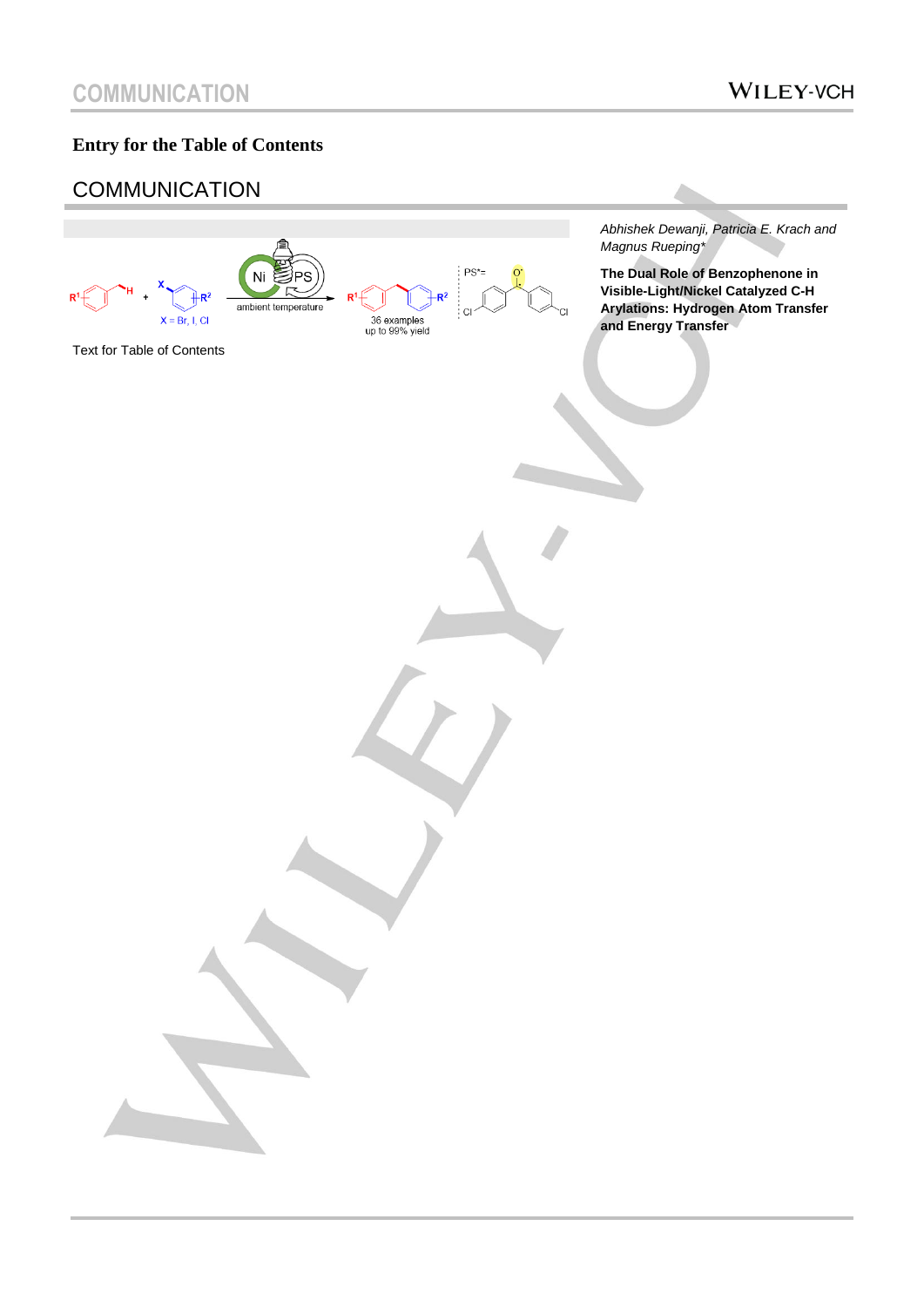## Entry for the Table of Contents

## COMMUNICATION

$R^1$ ... H + X ... $R^2$

X = Br, I, Cl

Ni PS

ambient temperature

36 examples
up to 99% yield

PS* =

Cl ... Cl

Text for Table of Contents

*Abhishek Dewanji, Patricia E. Krach and Magnus Rueping**

**The Dual Role of Benzophenone in Visible-Light/Nickel Catalyzed C-H Arylations: Hydrogen Atom Transfer and Energy Transfer**